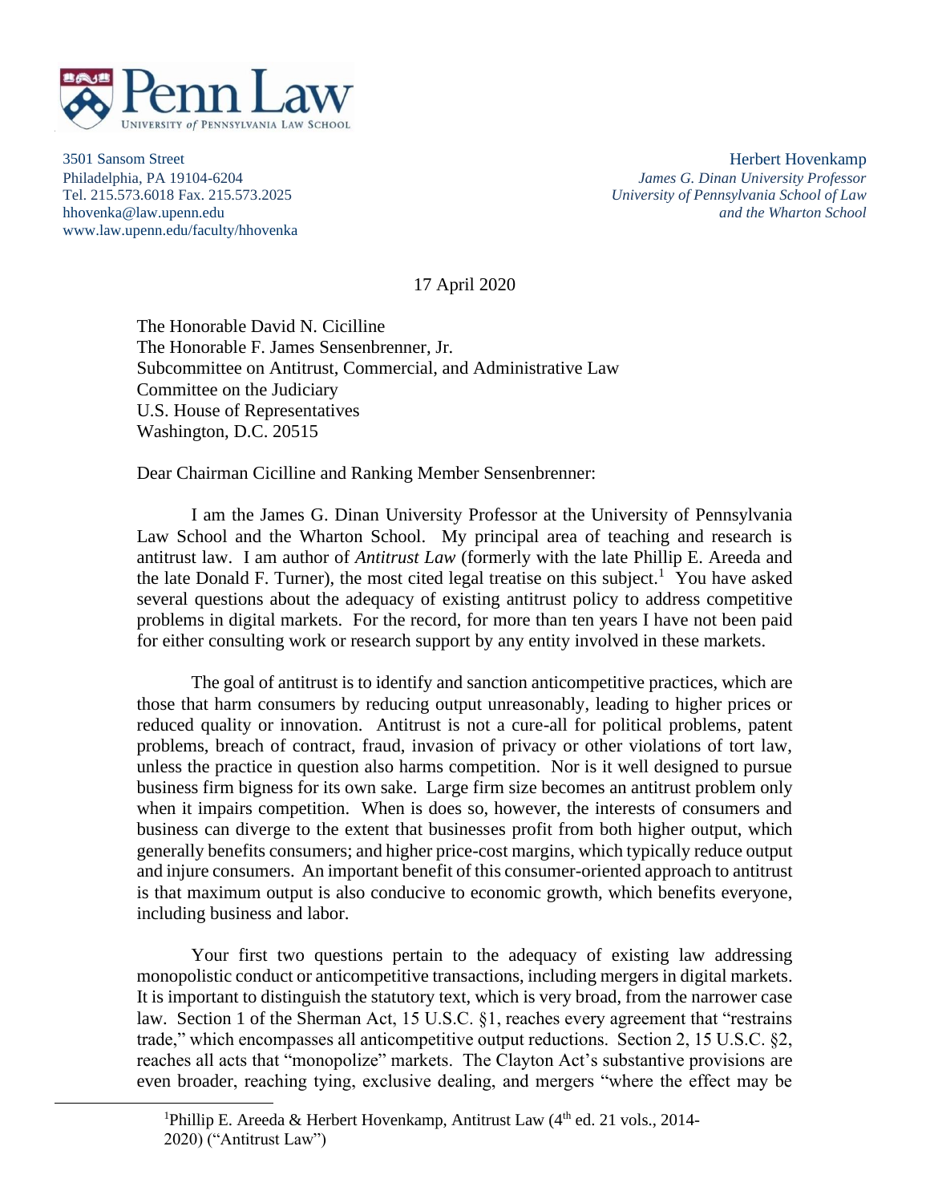Penn Law
UNIVERSITY *of* PENNSYLVANIA LAW SCHOOL

3501 Sansom Street
Philadelphia, PA 19104-6204
Tel. 215.573.6018 Fax. 215.573.2025
hhovenka@law.upenn.edu
www.law.upenn.edu/faculty/hhovenka

Herbert Hovenkamp
*James G. Dinan University Professor*
*University of Pennsylvania School of Law*
*and the Wharton School*

17 April 2020

The Honorable David N. Cicilline
The Honorable F. James Sensenbrenner, Jr.
Subcommittee on Antitrust, Commercial, and Administrative Law
Committee on the Judiciary
U.S. House of Representatives
Washington, D.C. 20515

Dear Chairman Cicilline and Ranking Member Sensenbrenner:

I am the James G. Dinan University Professor at the University of Pennsylvania Law School and the Wharton School. My principal area of teaching and research is antitrust law. I am author of *Antitrust Law* (formerly with the late Phillip E. Areeda and the late Donald F. Turner), the most cited legal treatise on this subject.[1] You have asked several questions about the adequacy of existing antitrust policy to address competitive problems in digital markets. For the record, for more than ten years I have not been paid for either consulting work or research support by any entity involved in these markets.

The goal of antitrust is to identify and sanction anticompetitive practices, which are those that harm consumers by reducing output unreasonably, leading to higher prices or reduced quality or innovation. Antitrust is not a cure-all for political problems, patent problems, breach of contract, fraud, invasion of privacy or other violations of tort law, unless the practice in question also harms competition. Nor is it well designed to pursue business firm bigness for its own sake. Large firm size becomes an antitrust problem only when it impairs competition. When is does so, however, the interests of consumers and business can diverge to the extent that businesses profit from both higher output, which generally benefits consumers; and higher price-cost margins, which typically reduce output and injure consumers. An important benefit of this consumer-oriented approach to antitrust is that maximum output is also conducive to economic growth, which benefits everyone, including business and labor.

Your first two questions pertain to the adequacy of existing law addressing monopolistic conduct or anticompetitive transactions, including mergers in digital markets. It is important to distinguish the statutory text, which is very broad, from the narrower case law. Section 1 of the Sherman Act, 15 U.S.C. §1, reaches every agreement that "restrains trade," which encompasses all anticompetitive output reductions. Section 2, 15 U.S.C. §2, reaches all acts that "monopolize" markets. The Clayton Act's substantive provisions are even broader, reaching tying, exclusive dealing, and mergers "where the effect may be

[1] Phillip E. Areeda & Herbert Hovenkamp, Antitrust Law (4th ed. 21 vols., 2014-2020) ("Antitrust Law")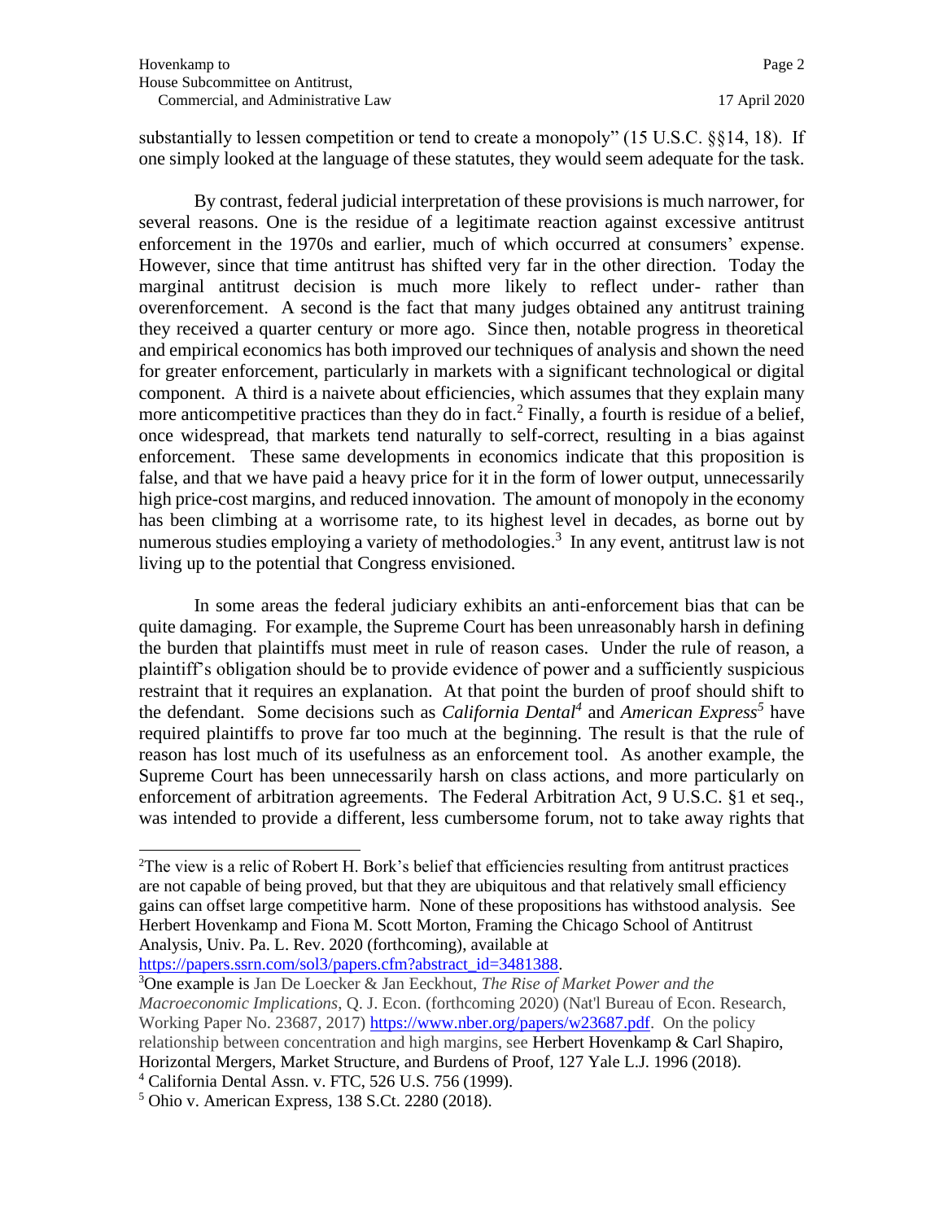substantially to lessen competition or tend to create a monopoly" (15 U.S.C. §§14, 18). If one simply looked at the language of these statutes, they would seem adequate for the task.

By contrast, federal judicial interpretation of these provisions is much narrower, for several reasons. One is the residue of a legitimate reaction against excessive antitrust enforcement in the 1970s and earlier, much of which occurred at consumers' expense. However, since that time antitrust has shifted very far in the other direction. Today the marginal antitrust decision is much more likely to reflect under- rather than overenforcement. A second is the fact that many judges obtained any antitrust training they received a quarter century or more ago. Since then, notable progress in theoretical and empirical economics has both improved our techniques of analysis and shown the need for greater enforcement, particularly in markets with a significant technological or digital component. A third is a naivete about efficiencies, which assumes that they explain many more anticompetitive practices than they do in fact.[2] Finally, a fourth is residue of a belief, once widespread, that markets tend naturally to self-correct, resulting in a bias against enforcement. These same developments in economics indicate that this proposition is false, and that we have paid a heavy price for it in the form of lower output, unnecessarily high price-cost margins, and reduced innovation. The amount of monopoly in the economy has been climbing at a worrisome rate, to its highest level in decades, as borne out by numerous studies employing a variety of methodologies.[3] In any event, antitrust law is not living up to the potential that Congress envisioned.

In some areas the federal judiciary exhibits an anti-enforcement bias that can be quite damaging. For example, the Supreme Court has been unreasonably harsh in defining the burden that plaintiffs must meet in rule of reason cases. Under the rule of reason, a plaintiff's obligation should be to provide evidence of power and a sufficiently suspicious restraint that it requires an explanation. At that point the burden of proof should shift to the defendant. Some decisions such as *California Dental*[4] and *American Express*[5] have required plaintiffs to prove far too much at the beginning. The result is that the rule of reason has lost much of its usefulness as an enforcement tool. As another example, the Supreme Court has been unnecessarily harsh on class actions, and more particularly on enforcement of arbitration agreements. The Federal Arbitration Act, 9 U.S.C. §1 et seq., was intended to provide a different, less cumbersome forum, not to take away rights that

---

[2] The view is a relic of Robert H. Bork's belief that efficiencies resulting from antitrust practices are not capable of being proved, but that they are ubiquitous and that relatively small efficiency gains can offset large competitive harm. None of these propositions has withstood analysis. See Herbert Hovenkamp and Fiona M. Scott Morton, Framing the Chicago School of Antitrust Analysis, Univ. Pa. L. Rev. 2020 (forthcoming), available at https://papers.ssrn.com/sol3/papers.cfm?abstract_id=3481388.

[3] One example is Jan De Loecker & Jan Eeckhout, *The Rise of Market Power and the Macroeconomic Implications*, Q. J. Econ. (forthcoming 2020) (Nat'l Bureau of Econ. Research, Working Paper No. 23687, 2017) https://www.nber.org/papers/w23687.pdf. On the policy relationship between concentration and high margins, see Herbert Hovenkamp & Carl Shapiro, Horizontal Mergers, Market Structure, and Burdens of Proof, 127 Yale L.J. 1996 (2018).

[4] California Dental Assn. v. FTC, 526 U.S. 756 (1999).

[5] Ohio v. American Express, 138 S.Ct. 2280 (2018).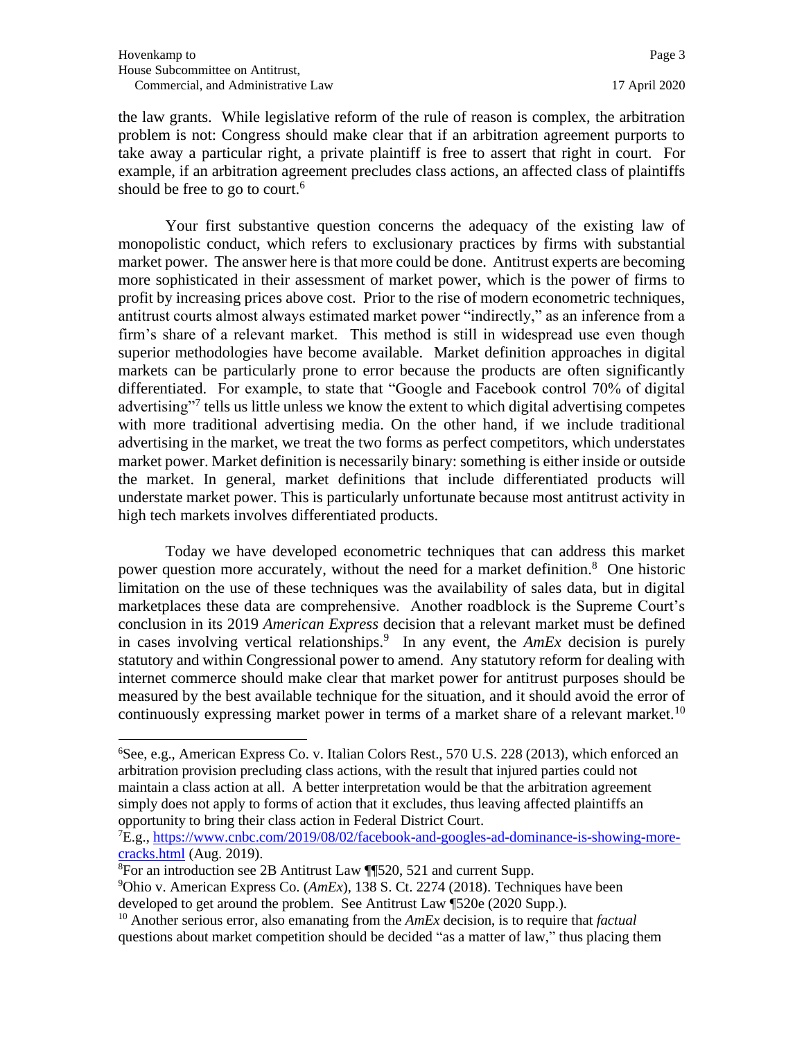the law grants. While legislative reform of the rule of reason is complex, the arbitration problem is not: Congress should make clear that if an arbitration agreement purports to take away a particular right, a private plaintiff is free to assert that right in court. For example, if an arbitration agreement precludes class actions, an affected class of plaintiffs should be free to go to court.[6]

Your first substantive question concerns the adequacy of the existing law of monopolistic conduct, which refers to exclusionary practices by firms with substantial market power. The answer here is that more could be done. Antitrust experts are becoming more sophisticated in their assessment of market power, which is the power of firms to profit by increasing prices above cost. Prior to the rise of modern econometric techniques, antitrust courts almost always estimated market power "indirectly," as an inference from a firm's share of a relevant market. This method is still in widespread use even though superior methodologies have become available. Market definition approaches in digital markets can be particularly prone to error because the products are often significantly differentiated. For example, to state that "Google and Facebook control 70% of digital advertising"[7] tells us little unless we know the extent to which digital advertising competes with more traditional advertising media. On the other hand, if we include traditional advertising in the market, we treat the two forms as perfect competitors, which understates market power. Market definition is necessarily binary: something is either inside or outside the market. In general, market definitions that include differentiated products will understate market power. This is particularly unfortunate because most antitrust activity in high tech markets involves differentiated products.

Today we have developed econometric techniques that can address this market power question more accurately, without the need for a market definition.[8] One historic limitation on the use of these techniques was the availability of sales data, but in digital marketplaces these data are comprehensive. Another roadblock is the Supreme Court's conclusion in its 2019 *American Express* decision that a relevant market must be defined in cases involving vertical relationships.[9] In any event, the *AmEx* decision is purely statutory and within Congressional power to amend. Any statutory reform for dealing with internet commerce should make clear that market power for antitrust purposes should be measured by the best available technique for the situation, and it should avoid the error of continuously expressing market power in terms of a market share of a relevant market.[10]

---

[6] See, e.g., American Express Co. v. Italian Colors Rest., 570 U.S. 228 (2013), which enforced an arbitration provision precluding class actions, with the result that injured parties could not maintain a class action at all. A better interpretation would be that the arbitration agreement simply does not apply to forms of action that it excludes, thus leaving affected plaintiffs an opportunity to bring their class action in Federal District Court.

[7] E.g., https://www.cnbc.com/2019/08/02/facebook-and-googles-ad-dominance-is-showing-more-cracks.html (Aug. 2019).

[8] For an introduction see 2B Antitrust Law ¶¶520, 521 and current Supp.

[9] Ohio v. American Express Co. (*AmEx*), 138 S. Ct. 2274 (2018). Techniques have been developed to get around the problem. See Antitrust Law ¶520e (2020 Supp.).

[10] Another serious error, also emanating from the *AmEx* decision, is to require that *factual* questions about market competition should be decided "as a matter of law," thus placing them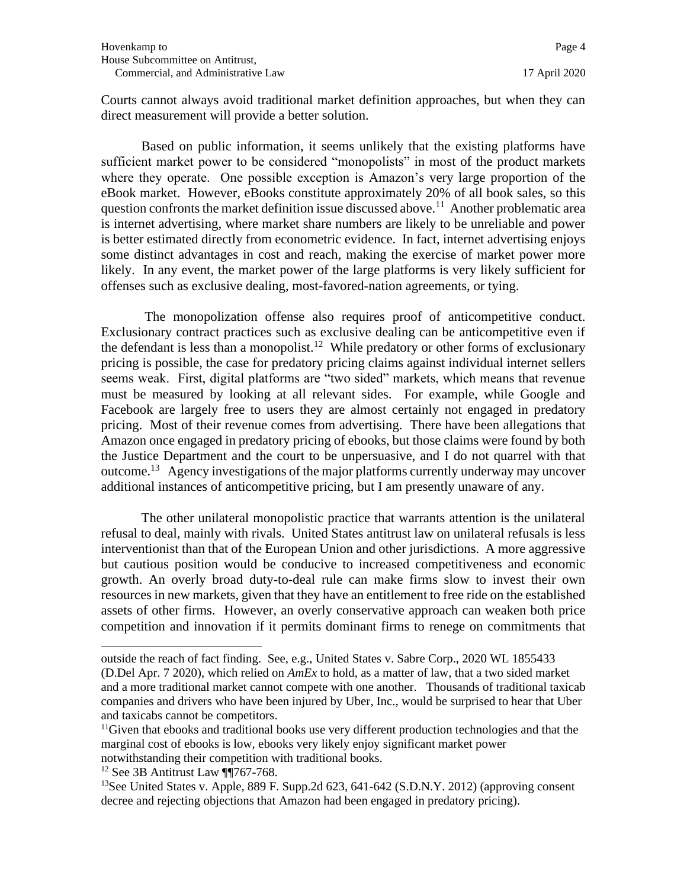Courts cannot always avoid traditional market definition approaches, but when they can direct measurement will provide a better solution.

Based on public information, it seems unlikely that the existing platforms have sufficient market power to be considered "monopolists" in most of the product markets where they operate. One possible exception is Amazon's very large proportion of the eBook market. However, eBooks constitute approximately 20% of all book sales, so this question confronts the market definition issue discussed above.[11] Another problematic area is internet advertising, where market share numbers are likely to be unreliable and power is better estimated directly from econometric evidence. In fact, internet advertising enjoys some distinct advantages in cost and reach, making the exercise of market power more likely. In any event, the market power of the large platforms is very likely sufficient for offenses such as exclusive dealing, most-favored-nation agreements, or tying.

The monopolization offense also requires proof of anticompetitive conduct. Exclusionary contract practices such as exclusive dealing can be anticompetitive even if the defendant is less than a monopolist.[12] While predatory or other forms of exclusionary pricing is possible, the case for predatory pricing claims against individual internet sellers seems weak. First, digital platforms are "two sided" markets, which means that revenue must be measured by looking at all relevant sides. For example, while Google and Facebook are largely free to users they are almost certainly not engaged in predatory pricing. Most of their revenue comes from advertising. There have been allegations that Amazon once engaged in predatory pricing of ebooks, but those claims were found by both the Justice Department and the court to be unpersuasive, and I do not quarrel with that outcome.[13] Agency investigations of the major platforms currently underway may uncover additional instances of anticompetitive pricing, but I am presently unaware of any.

The other unilateral monopolistic practice that warrants attention is the unilateral refusal to deal, mainly with rivals. United States antitrust law on unilateral refusals is less interventionist than that of the European Union and other jurisdictions. A more aggressive but cautious position would be conducive to increased competitiveness and economic growth. An overly broad duty-to-deal rule can make firms slow to invest their own resources in new markets, given that they have an entitlement to free ride on the established assets of other firms. However, an overly conservative approach can weaken both price competition and innovation if it permits dominant firms to renege on commitments that

---

outside the reach of fact finding. See, e.g., United States v. Sabre Corp., 2020 WL 1855433 (D.Del Apr. 7 2020), which relied on *AmEx* to hold, as a matter of law, that a two sided market and a more traditional market cannot compete with one another. Thousands of traditional taxicab companies and drivers who have been injured by Uber, Inc., would be surprised to hear that Uber and taxicabs cannot be competitors.

[11] Given that ebooks and traditional books use very different production technologies and that the marginal cost of ebooks is low, ebooks very likely enjoy significant market power notwithstanding their competition with traditional books.

[12] See 3B Antitrust Law ¶¶767-768.

[13] See United States v. Apple, 889 F. Supp.2d 623, 641-642 (S.D.N.Y. 2012) (approving consent decree and rejecting objections that Amazon had been engaged in predatory pricing).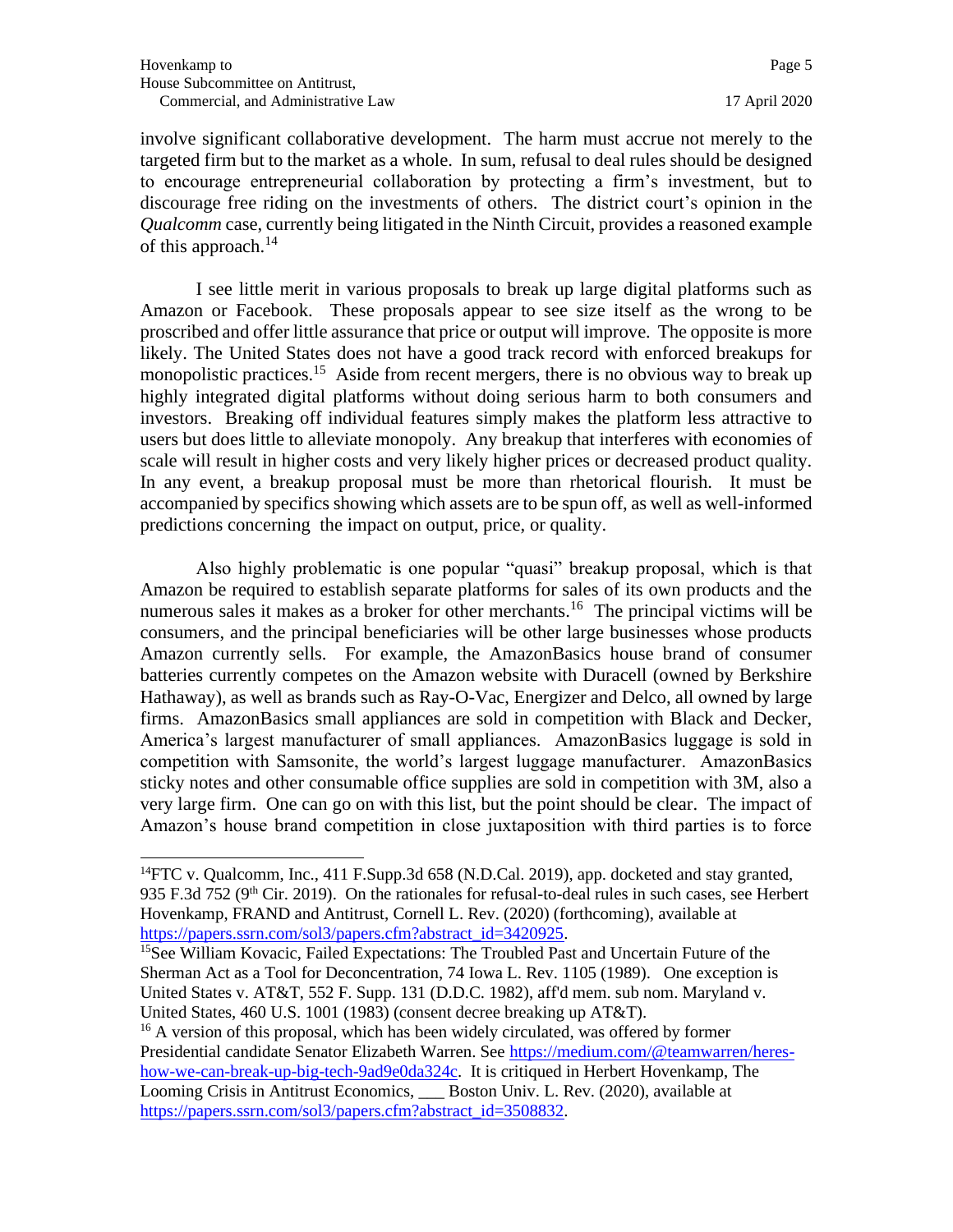involve significant collaborative development. The harm must accrue not merely to the targeted firm but to the market as a whole. In sum, refusal to deal rules should be designed to encourage entrepreneurial collaboration by protecting a firm's investment, but to discourage free riding on the investments of others. The district court's opinion in the *Qualcomm* case, currently being litigated in the Ninth Circuit, provides a reasoned example of this approach.[14]

I see little merit in various proposals to break up large digital platforms such as Amazon or Facebook. These proposals appear to see size itself as the wrong to be proscribed and offer little assurance that price or output will improve. The opposite is more likely. The United States does not have a good track record with enforced breakups for monopolistic practices.[15] Aside from recent mergers, there is no obvious way to break up highly integrated digital platforms without doing serious harm to both consumers and investors. Breaking off individual features simply makes the platform less attractive to users but does little to alleviate monopoly. Any breakup that interferes with economies of scale will result in higher costs and very likely higher prices or decreased product quality. In any event, a breakup proposal must be more than rhetorical flourish. It must be accompanied by specifics showing which assets are to be spun off, as well as well-informed predictions concerning the impact on output, price, or quality.

Also highly problematic is one popular "quasi" breakup proposal, which is that Amazon be required to establish separate platforms for sales of its own products and the numerous sales it makes as a broker for other merchants.[16] The principal victims will be consumers, and the principal beneficiaries will be other large businesses whose products Amazon currently sells. For example, the AmazonBasics house brand of consumer batteries currently competes on the Amazon website with Duracell (owned by Berkshire Hathaway), as well as brands such as Ray-O-Vac, Energizer and Delco, all owned by large firms. AmazonBasics small appliances are sold in competition with Black and Decker, America's largest manufacturer of small appliances. AmazonBasics luggage is sold in competition with Samsonite, the world's largest luggage manufacturer. AmazonBasics sticky notes and other consumable office supplies are sold in competition with 3M, also a very large firm. One can go on with this list, but the point should be clear. The impact of Amazon's house brand competition in close juxtaposition with third parties is to force

---

[14] FTC v. Qualcomm, Inc., 411 F.Supp.3d 658 (N.D.Cal. 2019), app. docketed and stay granted, 935 F.3d 752 (9th Cir. 2019). On the rationales for refusal-to-deal rules in such cases, see Herbert Hovenkamp, FRAND and Antitrust, Cornell L. Rev. (2020) (forthcoming), available at https://papers.ssrn.com/sol3/papers.cfm?abstract_id=3420925.

[15] See William Kovacic, Failed Expectations: The Troubled Past and Uncertain Future of the Sherman Act as a Tool for Deconcentration, 74 Iowa L. Rev. 1105 (1989). One exception is United States v. AT&T, 552 F. Supp. 131 (D.D.C. 1982), aff'd mem. sub nom. Maryland v. United States, 460 U.S. 1001 (1983) (consent decree breaking up AT&T).

[16] A version of this proposal, which has been widely circulated, was offered by former Presidential candidate Senator Elizabeth Warren. See https://medium.com/@teamwarren/heres-how-we-can-break-up-big-tech-9ad9e0da324c. It is critiqued in Herbert Hovenkamp, The Looming Crisis in Antitrust Economics, ___ Boston Univ. L. Rev. (2020), available at https://papers.ssrn.com/sol3/papers.cfm?abstract_id=3508832.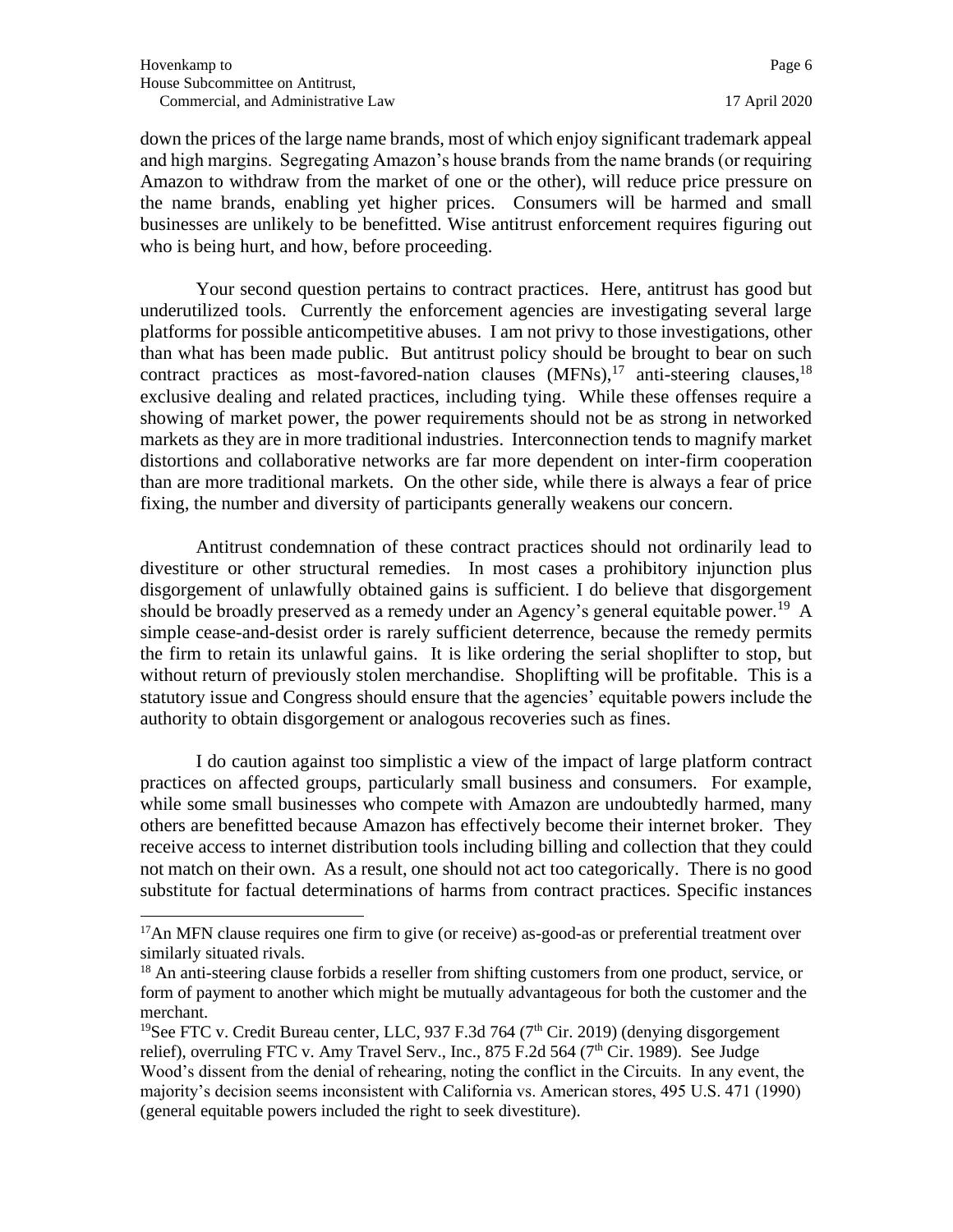down the prices of the large name brands, most of which enjoy significant trademark appeal and high margins. Segregating Amazon's house brands from the name brands (or requiring Amazon to withdraw from the market of one or the other), will reduce price pressure on the name brands, enabling yet higher prices. Consumers will be harmed and small businesses are unlikely to be benefitted. Wise antitrust enforcement requires figuring out who is being hurt, and how, before proceeding.

Your second question pertains to contract practices. Here, antitrust has good but underutilized tools. Currently the enforcement agencies are investigating several large platforms for possible anticompetitive abuses. I am not privy to those investigations, other than what has been made public. But antitrust policy should be brought to bear on such contract practices as most-favored-nation clauses (MFNs),[17] anti-steering clauses,[18] exclusive dealing and related practices, including tying. While these offenses require a showing of market power, the power requirements should not be as strong in networked markets as they are in more traditional industries. Interconnection tends to magnify market distortions and collaborative networks are far more dependent on inter-firm cooperation than are more traditional markets. On the other side, while there is always a fear of price fixing, the number and diversity of participants generally weakens our concern.

Antitrust condemnation of these contract practices should not ordinarily lead to divestiture or other structural remedies. In most cases a prohibitory injunction plus disgorgement of unlawfully obtained gains is sufficient. I do believe that disgorgement should be broadly preserved as a remedy under an Agency's general equitable power.[19] A simple cease-and-desist order is rarely sufficient deterrence, because the remedy permits the firm to retain its unlawful gains. It is like ordering the serial shoplifter to stop, but without return of previously stolen merchandise. Shoplifting will be profitable. This is a statutory issue and Congress should ensure that the agencies' equitable powers include the authority to obtain disgorgement or analogous recoveries such as fines.

I do caution against too simplistic a view of the impact of large platform contract practices on affected groups, particularly small business and consumers. For example, while some small businesses who compete with Amazon are undoubtedly harmed, many others are benefitted because Amazon has effectively become their internet broker. They receive access to internet distribution tools including billing and collection that they could not match on their own. As a result, one should not act too categorically. There is no good substitute for factual determinations of harms from contract practices. Specific instances

---

[17] An MFN clause requires one firm to give (or receive) as-good-as or preferential treatment over similarly situated rivals.

[18] An anti-steering clause forbids a reseller from shifting customers from one product, service, or form of payment to another which might be mutually advantageous for both the customer and the merchant.

[19] See FTC v. Credit Bureau center, LLC, 937 F.3d 764 (7th Cir. 2019) (denying disgorgement relief), overruling FTC v. Amy Travel Serv., Inc., 875 F.2d 564 (7th Cir. 1989). See Judge Wood's dissent from the denial of rehearing, noting the conflict in the Circuits. In any event, the majority's decision seems inconsistent with California vs. American stores, 495 U.S. 471 (1990) (general equitable powers included the right to seek divestiture).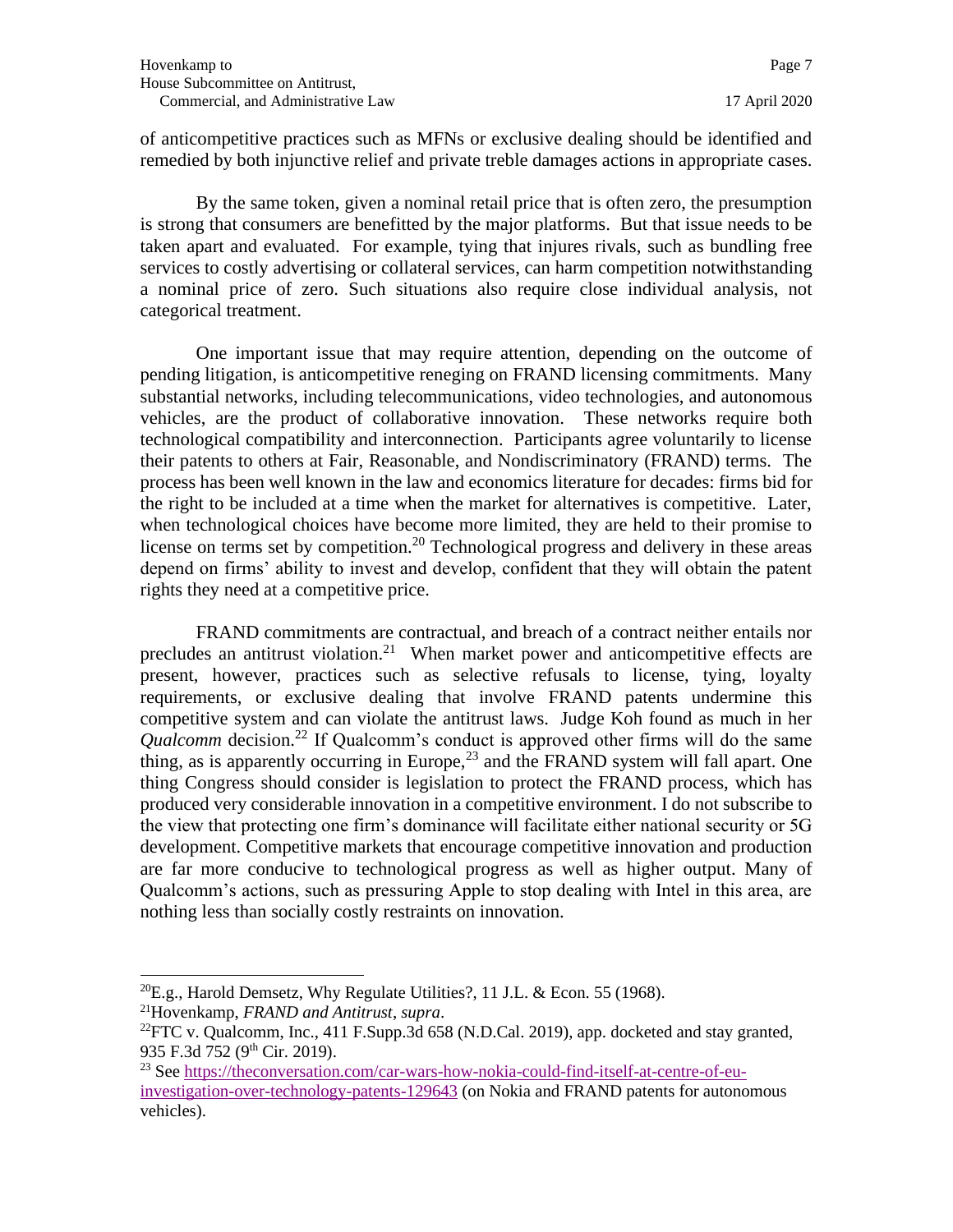of anticompetitive practices such as MFNs or exclusive dealing should be identified and remedied by both injunctive relief and private treble damages actions in appropriate cases.

By the same token, given a nominal retail price that is often zero, the presumption is strong that consumers are benefitted by the major platforms. But that issue needs to be taken apart and evaluated. For example, tying that injures rivals, such as bundling free services to costly advertising or collateral services, can harm competition notwithstanding a nominal price of zero. Such situations also require close individual analysis, not categorical treatment.

One important issue that may require attention, depending on the outcome of pending litigation, is anticompetitive reneging on FRAND licensing commitments. Many substantial networks, including telecommunications, video technologies, and autonomous vehicles, are the product of collaborative innovation. These networks require both technological compatibility and interconnection. Participants agree voluntarily to license their patents to others at Fair, Reasonable, and Nondiscriminatory (FRAND) terms. The process has been well known in the law and economics literature for decades: firms bid for the right to be included at a time when the market for alternatives is competitive. Later, when technological choices have become more limited, they are held to their promise to license on terms set by competition.[20] Technological progress and delivery in these areas depend on firms' ability to invest and develop, confident that they will obtain the patent rights they need at a competitive price.

FRAND commitments are contractual, and breach of a contract neither entails nor precludes an antitrust violation.[21] When market power and anticompetitive effects are present, however, practices such as selective refusals to license, tying, loyalty requirements, or exclusive dealing that involve FRAND patents undermine this competitive system and can violate the antitrust laws. Judge Koh found as much in her *Qualcomm* decision.[22] If Qualcomm's conduct is approved other firms will do the same thing, as is apparently occurring in Europe,[23] and the FRAND system will fall apart. One thing Congress should consider is legislation to protect the FRAND process, which has produced very considerable innovation in a competitive environment. I do not subscribe to the view that protecting one firm's dominance will facilitate either national security or 5G development. Competitive markets that encourage competitive innovation and production are far more conducive to technological progress as well as higher output. Many of Qualcomm's actions, such as pressuring Apple to stop dealing with Intel in this area, are nothing less than socially costly restraints on innovation.

---

[20] E.g., Harold Demsetz, Why Regulate Utilities?, 11 J.L. & Econ. 55 (1968).

[21] Hovenkamp, *FRAND and Antitrust*, *supra*.

[22] FTC v. Qualcomm, Inc., 411 F.Supp.3d 658 (N.D.Cal. 2019), app. docketed and stay granted, 935 F.3d 752 (9th Cir. 2019).

[23] See https://theconversation.com/car-wars-how-nokia-could-find-itself-at-centre-of-eu-investigation-over-technology-patents-129643 (on Nokia and FRAND patents for autonomous vehicles).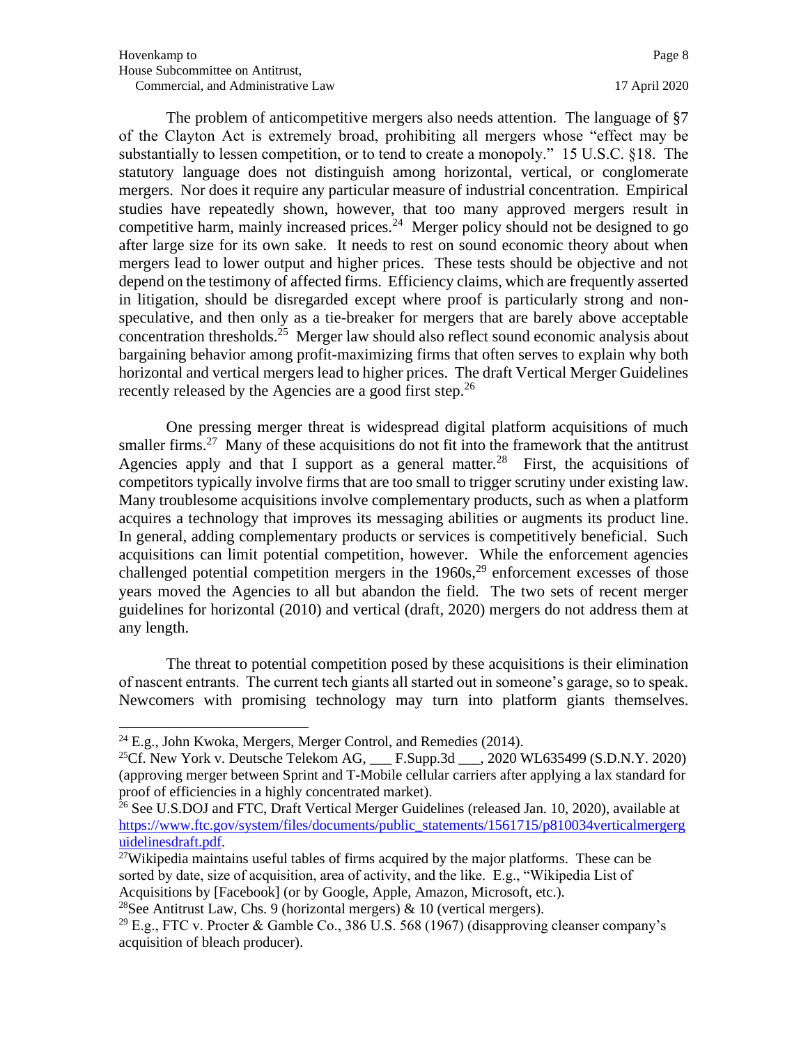The problem of anticompetitive mergers also needs attention. The language of §7 of the Clayton Act is extremely broad, prohibiting all mergers whose "effect may be substantially to lessen competition, or to tend to create a monopoly." 15 U.S.C. §18. The statutory language does not distinguish among horizontal, vertical, or conglomerate mergers. Nor does it require any particular measure of industrial concentration. Empirical studies have repeatedly shown, however, that too many approved mergers result in competitive harm, mainly increased prices.[24] Merger policy should not be designed to go after large size for its own sake. It needs to rest on sound economic theory about when mergers lead to lower output and higher prices. These tests should be objective and not depend on the testimony of affected firms. Efficiency claims, which are frequently asserted in litigation, should be disregarded except where proof is particularly strong and non-speculative, and then only as a tie-breaker for mergers that are barely above acceptable concentration thresholds.[25] Merger law should also reflect sound economic analysis about bargaining behavior among profit-maximizing firms that often serves to explain why both horizontal and vertical mergers lead to higher prices. The draft Vertical Merger Guidelines recently released by the Agencies are a good first step.[26]

One pressing merger threat is widespread digital platform acquisitions of much smaller firms.[27] Many of these acquisitions do not fit into the framework that the antitrust Agencies apply and that I support as a general matter.[28] First, the acquisitions of competitors typically involve firms that are too small to trigger scrutiny under existing law. Many troublesome acquisitions involve complementary products, such as when a platform acquires a technology that improves its messaging abilities or augments its product line. In general, adding complementary products or services is competitively beneficial. Such acquisitions can limit potential competition, however. While the enforcement agencies challenged potential competition mergers in the 1960s,[29] enforcement excesses of those years moved the Agencies to all but abandon the field. The two sets of recent merger guidelines for horizontal (2010) and vertical (draft, 2020) mergers do not address them at any length.

The threat to potential competition posed by these acquisitions is their elimination of nascent entrants. The current tech giants all started out in someone's garage, so to speak. Newcomers with promising technology may turn into platform giants themselves.

---

[24] E.g., John Kwoka, Mergers, Merger Control, and Remedies (2014).

[25] Cf. New York v. Deutsche Telekom AG, ___ F.Supp.3d ___, 2020 WL635499 (S.D.N.Y. 2020) (approving merger between Sprint and T-Mobile cellular carriers after applying a lax standard for proof of efficiencies in a highly concentrated market).

[26] See U.S.DOJ and FTC, Draft Vertical Merger Guidelines (released Jan. 10, 2020), available at [https://www.ftc.gov/system/files/documents/public_statements/1561715/p810034verticalmergerguidelinesdraft.pdf](https://www.ftc.gov/system/files/documents/public_statements/1561715/p810034verticalmergerguidelinesdraft.pdf).

[27] Wikipedia maintains useful tables of firms acquired by the major platforms. These can be sorted by date, size of acquisition, area of activity, and the like. E.g., "Wikipedia List of Acquisitions by [Facebook] (or by Google, Apple, Amazon, Microsoft, etc.).

[28] See Antitrust Law, Chs. 9 (horizontal mergers) & 10 (vertical mergers).

[29] E.g., FTC v. Procter & Gamble Co., 386 U.S. 568 (1967) (disapproving cleanser company's acquisition of bleach producer).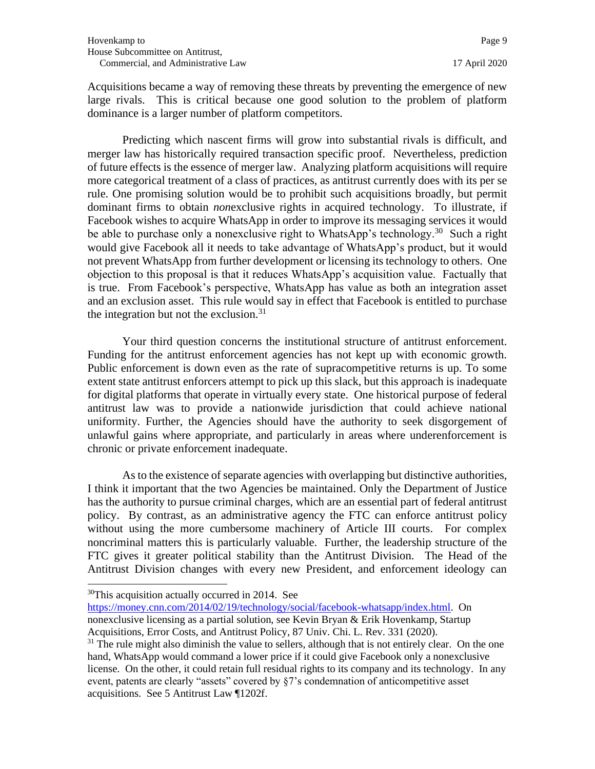Acquisitions became a way of removing these threats by preventing the emergence of new large rivals. This is critical because one good solution to the problem of platform dominance is a larger number of platform competitors.

Predicting which nascent firms will grow into substantial rivals is difficult, and merger law has historically required transaction specific proof. Nevertheless, prediction of future effects is the essence of merger law. Analyzing platform acquisitions will require more categorical treatment of a class of practices, as antitrust currently does with its per se rule. One promising solution would be to prohibit such acquisitions broadly, but permit dominant firms to obtain *non*exclusive rights in acquired technology. To illustrate, if Facebook wishes to acquire WhatsApp in order to improve its messaging services it would be able to purchase only a nonexclusive right to WhatsApp's technology.[30] Such a right would give Facebook all it needs to take advantage of WhatsApp's product, but it would not prevent WhatsApp from further development or licensing its technology to others. One objection to this proposal is that it reduces WhatsApp's acquisition value. Factually that is true. From Facebook's perspective, WhatsApp has value as both an integration asset and an exclusion asset. This rule would say in effect that Facebook is entitled to purchase the integration but not the exclusion.[31]

Your third question concerns the institutional structure of antitrust enforcement. Funding for the antitrust enforcement agencies has not kept up with economic growth. Public enforcement is down even as the rate of supracompetitive returns is up. To some extent state antitrust enforcers attempt to pick up this slack, but this approach is inadequate for digital platforms that operate in virtually every state. One historical purpose of federal antitrust law was to provide a nationwide jurisdiction that could achieve national uniformity. Further, the Agencies should have the authority to seek disgorgement of unlawful gains where appropriate, and particularly in areas where underenforcement is chronic or private enforcement inadequate.

As to the existence of separate agencies with overlapping but distinctive authorities, I think it important that the two Agencies be maintained. Only the Department of Justice has the authority to pursue criminal charges, which are an essential part of federal antitrust policy. By contrast, as an administrative agency the FTC can enforce antitrust policy without using the more cumbersome machinery of Article III courts. For complex noncriminal matters this is particularly valuable. Further, the leadership structure of the FTC gives it greater political stability than the Antitrust Division. The Head of the Antitrust Division changes with every new President, and enforcement ideology can

---

[30] This acquisition actually occurred in 2014. See https://money.cnn.com/2014/02/19/technology/social/facebook-whatsapp/index.html. On nonexclusive licensing as a partial solution, see Kevin Bryan & Erik Hovenkamp, Startup Acquisitions, Error Costs, and Antitrust Policy, 87 Univ. Chi. L. Rev. 331 (2020).

[31] The rule might also diminish the value to sellers, although that is not entirely clear. On the one hand, WhatsApp would command a lower price if it could give Facebook only a nonexclusive license. On the other, it could retain full residual rights to its company and its technology. In any event, patents are clearly "assets" covered by §7's condemnation of anticompetitive asset acquisitions. See 5 Antitrust Law ¶1202f.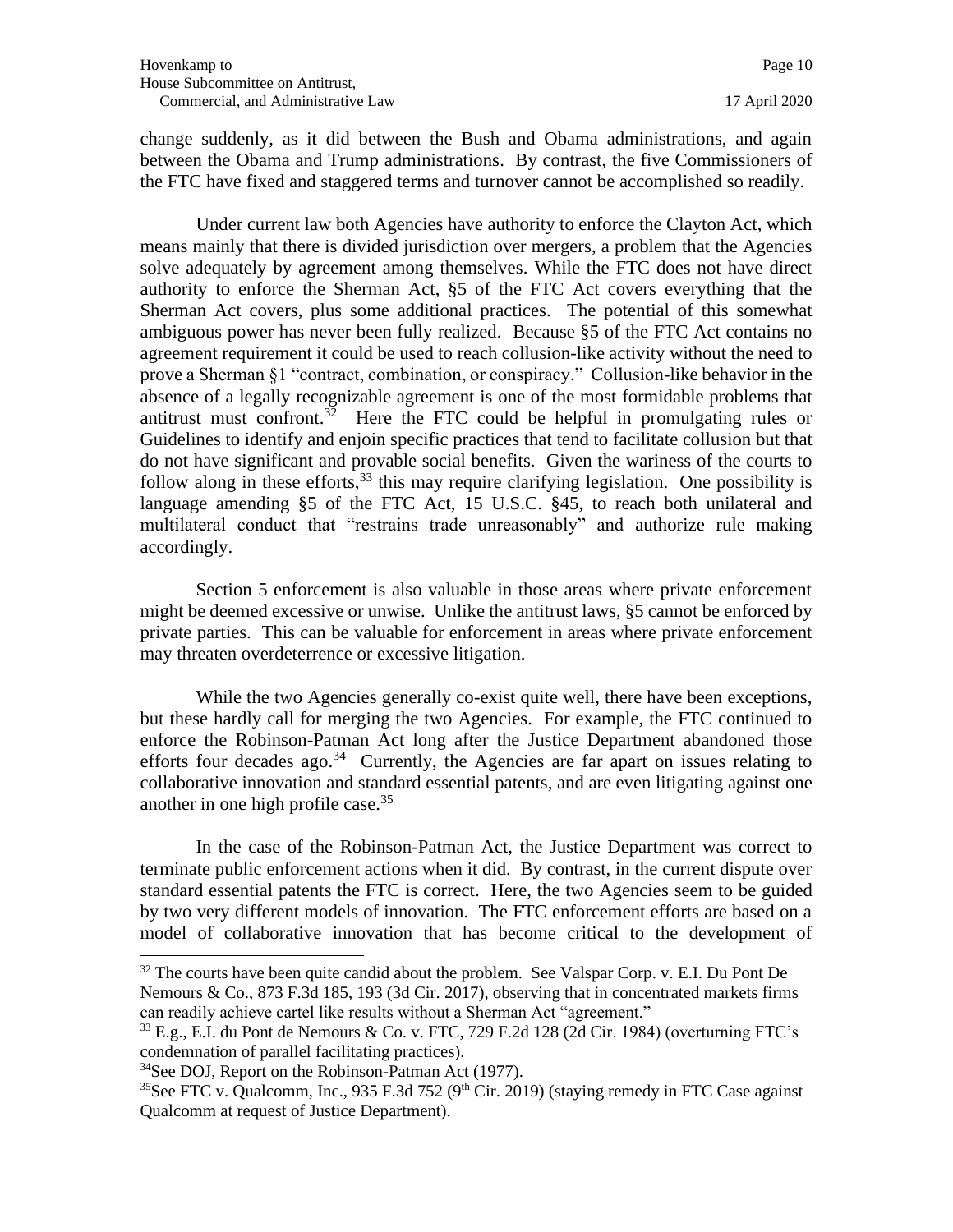change suddenly, as it did between the Bush and Obama administrations, and again between the Obama and Trump administrations. By contrast, the five Commissioners of the FTC have fixed and staggered terms and turnover cannot be accomplished so readily.

Under current law both Agencies have authority to enforce the Clayton Act, which means mainly that there is divided jurisdiction over mergers, a problem that the Agencies solve adequately by agreement among themselves. While the FTC does not have direct authority to enforce the Sherman Act, §5 of the FTC Act covers everything that the Sherman Act covers, plus some additional practices. The potential of this somewhat ambiguous power has never been fully realized. Because §5 of the FTC Act contains no agreement requirement it could be used to reach collusion-like activity without the need to prove a Sherman §1 "contract, combination, or conspiracy." Collusion-like behavior in the absence of a legally recognizable agreement is one of the most formidable problems that antitrust must confront.[32] Here the FTC could be helpful in promulgating rules or Guidelines to identify and enjoin specific practices that tend to facilitate collusion but that do not have significant and provable social benefits. Given the wariness of the courts to follow along in these efforts,[33] this may require clarifying legislation. One possibility is language amending §5 of the FTC Act, 15 U.S.C. §45, to reach both unilateral and multilateral conduct that "restrains trade unreasonably" and authorize rule making accordingly.

Section 5 enforcement is also valuable in those areas where private enforcement might be deemed excessive or unwise. Unlike the antitrust laws, §5 cannot be enforced by private parties. This can be valuable for enforcement in areas where private enforcement may threaten overdeterrence or excessive litigation.

While the two Agencies generally co-exist quite well, there have been exceptions, but these hardly call for merging the two Agencies. For example, the FTC continued to enforce the Robinson-Patman Act long after the Justice Department abandoned those efforts four decades ago.[34] Currently, the Agencies are far apart on issues relating to collaborative innovation and standard essential patents, and are even litigating against one another in one high profile case.[35]

In the case of the Robinson-Patman Act, the Justice Department was correct to terminate public enforcement actions when it did. By contrast, in the current dispute over standard essential patents the FTC is correct. Here, the two Agencies seem to be guided by two very different models of innovation. The FTC enforcement efforts are based on a model of collaborative innovation that has become critical to the development of

---

[32] The courts have been quite candid about the problem. See Valspar Corp. v. E.I. Du Pont De Nemours & Co., 873 F.3d 185, 193 (3d Cir. 2017), observing that in concentrated markets firms can readily achieve cartel like results without a Sherman Act "agreement."

[33] E.g., E.I. du Pont de Nemours & Co. v. FTC, 729 F.2d 128 (2d Cir. 1984) (overturning FTC's condemnation of parallel facilitating practices).

[34] See DOJ, Report on the Robinson-Patman Act (1977).

[35] See FTC v. Qualcomm, Inc., 935 F.3d 752 (9th Cir. 2019) (staying remedy in FTC Case against Qualcomm at request of Justice Department).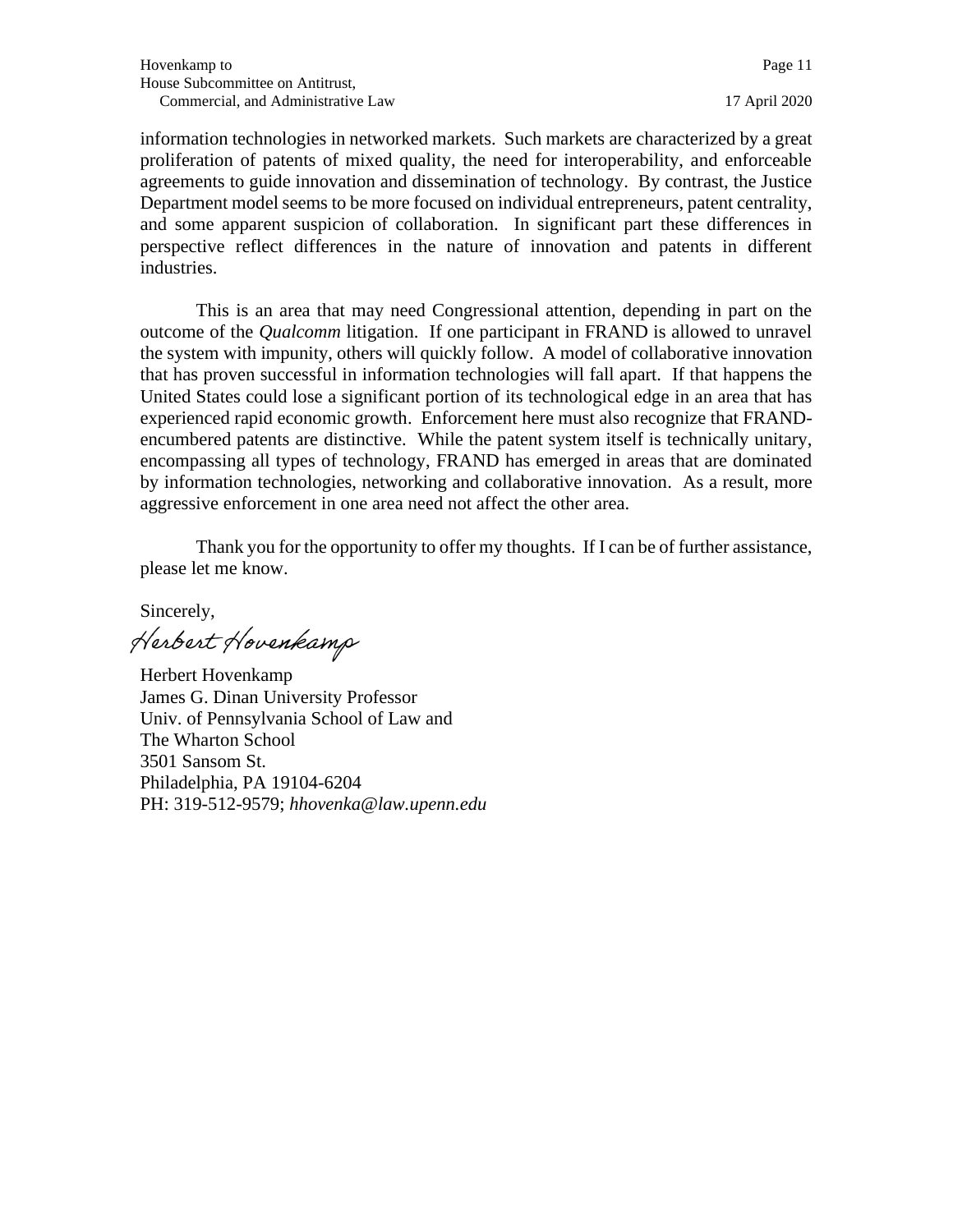information technologies in networked markets. Such markets are characterized by a great proliferation of patents of mixed quality, the need for interoperability, and enforceable agreements to guide innovation and dissemination of technology. By contrast, the Justice Department model seems to be more focused on individual entrepreneurs, patent centrality, and some apparent suspicion of collaboration. In significant part these differences in perspective reflect differences in the nature of innovation and patents in different industries.

This is an area that may need Congressional attention, depending in part on the outcome of the *Qualcomm* litigation. If one participant in FRAND is allowed to unravel the system with impunity, others will quickly follow. A model of collaborative innovation that has proven successful in information technologies will fall apart. If that happens the United States could lose a significant portion of its technological edge in an area that has experienced rapid economic growth. Enforcement here must also recognize that FRAND-encumbered patents are distinctive. While the patent system itself is technically unitary, encompassing all types of technology, FRAND has emerged in areas that are dominated by information technologies, networking and collaborative innovation. As a result, more aggressive enforcement in one area need not affect the other area.

Thank you for the opportunity to offer my thoughts. If I can be of further assistance, please let me know.

Sincerely,

*Herbert Hovenkamp*

Herbert Hovenkamp
James G. Dinan University Professor
Univ. of Pennsylvania School of Law and
The Wharton School
3501 Sansom St.
Philadelphia, PA 19104-6204
PH: 319-512-9579; *hhovenka@law.upenn.edu*